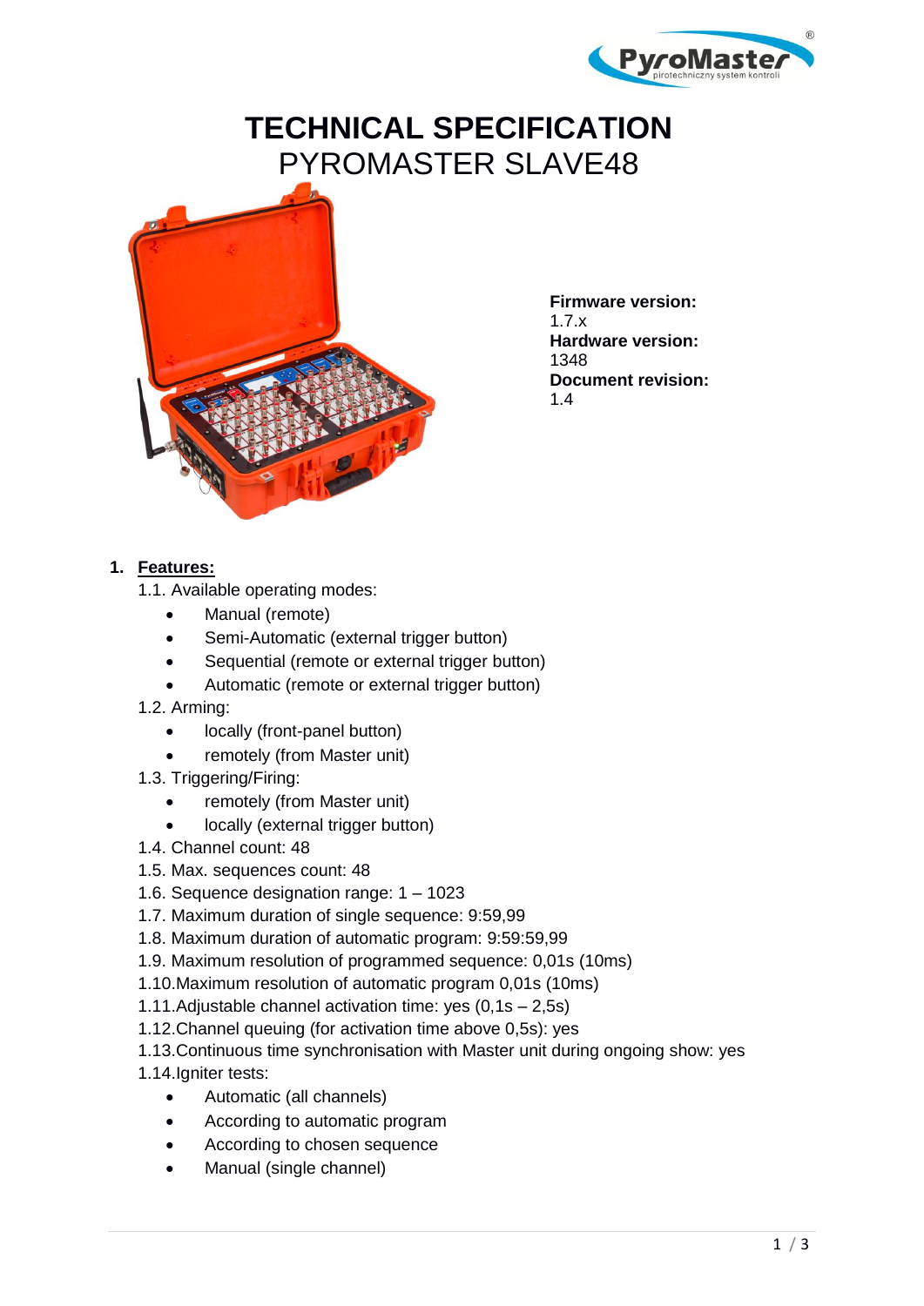# TECHNICAL SPECIFICATION

## PYROMASTER SLAVE48

**Firmware version:**
1.7.x
**Hardware version:**
1348
**Document revision:**
1.4

1. **Features:**

   1.1. Available operating modes:
   - Manual (remote)
   - Semi-Automatic (external trigger button)
   - Sequential (remote or external trigger button)
   - Automatic (remote or external trigger button)

   1.2. Arming:
   - locally (front-panel button)
   - remotely (from Master unit)

   1.3. Triggering/Firing:
   - remotely (from Master unit)
   - locally (external trigger button)

   1.4. Channel count: 48

   1.5. Max. sequences count: 48

   1.6. Sequence designation range: 1 – 1023

   1.7. Maximum duration of single sequence: 9:59,99

   1.8. Maximum duration of automatic program: 9:59:59,99

   1.9. Maximum resolution of programmed sequence: 0,01s (10ms)

   1.10. Maximum resolution of automatic program 0,01s (10ms)

   1.11. Adjustable channel activation time: yes (0,1s – 2,5s)

   1.12. Channel queuing (for activation time above 0,5s): yes

   1.13. Continuous time synchronisation with Master unit during ongoing show: yes

   1.14. Igniter tests:
   - Automatic (all channels)
   - According to automatic program
   - According to chosen sequence
   - Manual (single channel)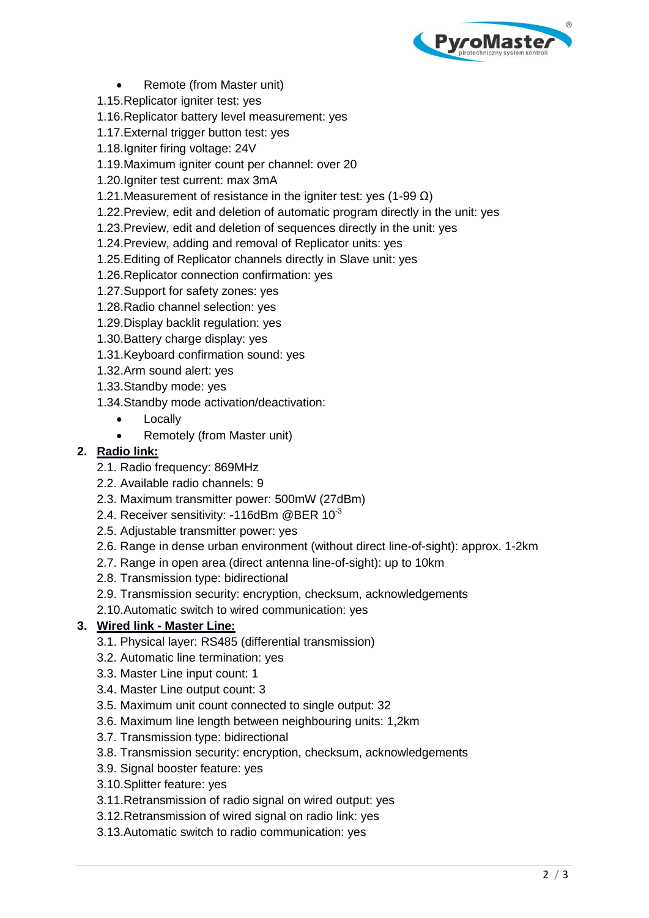- Remote (from Master unit)

1.15. Replicator igniter test: yes
1.16. Replicator battery level measurement: yes
1.17. External trigger button test: yes
1.18. Igniter firing voltage: 24V
1.19. Maximum igniter count per channel: over 20
1.20. Igniter test current: max 3mA
1.21. Measurement of resistance in the igniter test: yes (1-99 Ω)
1.22. Preview, edit and deletion of automatic program directly in the unit: yes
1.23. Preview, edit and deletion of sequences directly in the unit: yes
1.24. Preview, adding and removal of Replicator units: yes
1.25. Editing of Replicator channels directly in Slave unit: yes
1.26. Replicator connection confirmation: yes
1.27. Support for safety zones: yes
1.28. Radio channel selection: yes
1.29. Display backlit regulation: yes
1.30. Battery charge display: yes
1.31. Keyboard confirmation sound: yes
1.32. Arm sound alert: yes
1.33. Standby mode: yes
1.34. Standby mode activation/deactivation:

- Locally
- Remotely (from Master unit)

## 2. Radio link:

2.1. Radio frequency: 869MHz
2.2. Available radio channels: 9
2.3. Maximum transmitter power: 500mW (27dBm)
2.4. Receiver sensitivity: -116dBm @BER $10^{-3}$
2.5. Adjustable transmitter power: yes
2.6. Range in dense urban environment (without direct line-of-sight): approx. 1-2km
2.7. Range in open area (direct antenna line-of-sight): up to 10km
2.8. Transmission type: bidirectional
2.9. Transmission security: encryption, checksum, acknowledgements
2.10. Automatic switch to wired communication: yes

## 3. Wired link - Master Line:

3.1. Physical layer: RS485 (differential transmission)
3.2. Automatic line termination: yes
3.3. Master Line input count: 1
3.4. Master Line output count: 3
3.5. Maximum unit count connected to single output: 32
3.6. Maximum line length between neighbouring units: 1,2km
3.7. Transmission type: bidirectional
3.8. Transmission security: encryption, checksum, acknowledgements
3.9. Signal booster feature: yes
3.10. Splitter feature: yes
3.11. Retransmission of radio signal on wired output: yes
3.12. Retransmission of wired signal on radio link: yes
3.13. Automatic switch to radio communication: yes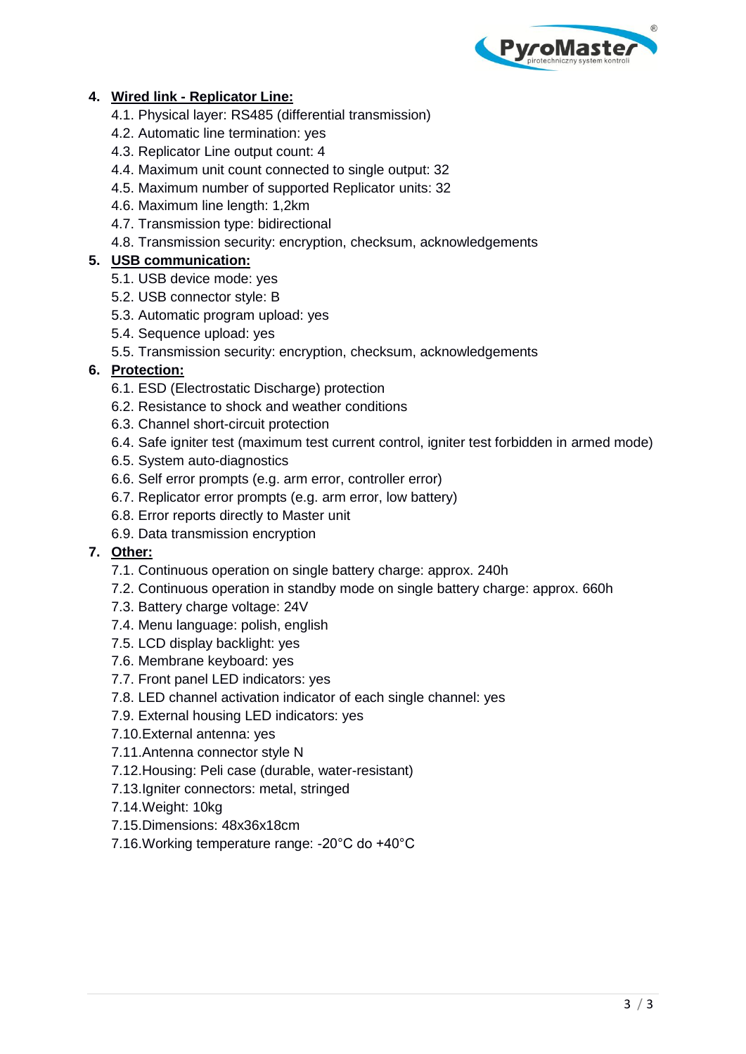4. **Wired link - Replicator Line:**
   - 4.1. Physical layer: RS485 (differential transmission)
   - 4.2. Automatic line termination: yes
   - 4.3. Replicator Line output count: 4
   - 4.4. Maximum unit count connected to single output: 32
   - 4.5. Maximum number of supported Replicator units: 32
   - 4.6. Maximum line length: 1,2km
   - 4.7. Transmission type: bidirectional
   - 4.8. Transmission security: encryption, checksum, acknowledgements
5. **USB communication:**
   - 5.1. USB device mode: yes
   - 5.2. USB connector style: B
   - 5.3. Automatic program upload: yes
   - 5.4. Sequence upload: yes
   - 5.5. Transmission security: encryption, checksum, acknowledgements
6. **Protection:**
   - 6.1. ESD (Electrostatic Discharge) protection
   - 6.2. Resistance to shock and weather conditions
   - 6.3. Channel short-circuit protection
   - 6.4. Safe igniter test (maximum test current control, igniter test forbidden in armed mode)
   - 6.5. System auto-diagnostics
   - 6.6. Self error prompts (e.g. arm error, controller error)
   - 6.7. Replicator error prompts (e.g. arm error, low battery)
   - 6.8. Error reports directly to Master unit
   - 6.9. Data transmission encryption
7. **Other:**
   - 7.1. Continuous operation on single battery charge: approx. 240h
   - 7.2. Continuous operation in standby mode on single battery charge: approx. 660h
   - 7.3. Battery charge voltage: 24V
   - 7.4. Menu language: polish, english
   - 7.5. LCD display backlight: yes
   - 7.6. Membrane keyboard: yes
   - 7.7. Front panel LED indicators: yes
   - 7.8. LED channel activation indicator of each single channel: yes
   - 7.9. External housing LED indicators: yes
   - 7.10. External antenna: yes
   - 7.11. Antenna connector style N
   - 7.12. Housing: Peli case (durable, water-resistant)
   - 7.13. Igniter connectors: metal, stringed
   - 7.14. Weight: 10kg
   - 7.15. Dimensions: 48x36x18cm
   - 7.16. Working temperature range: -20°C do +40°C